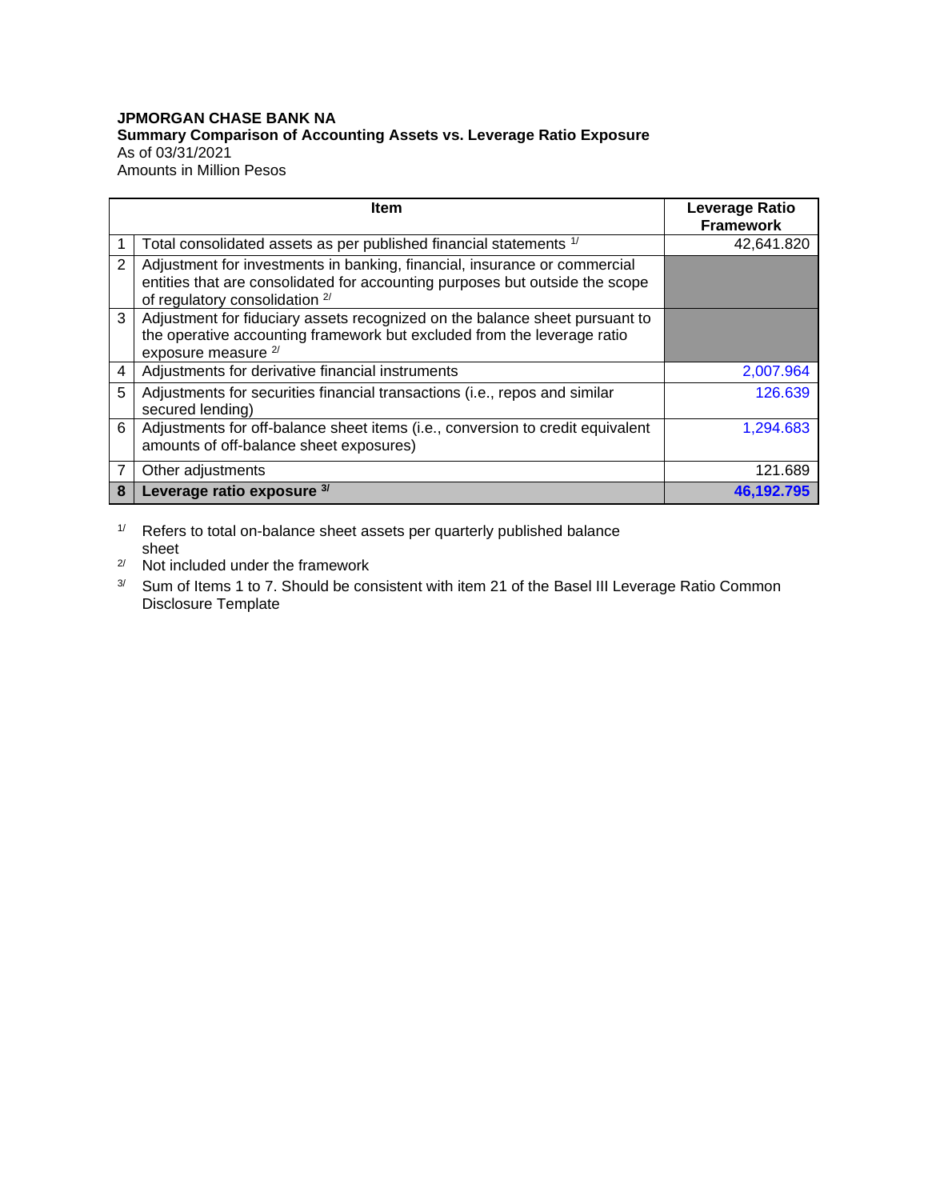**JPMORGAN CHASE BANK NA**
**Summary Comparison of Accounting Assets vs. Leverage Ratio Exposure**
As of 03/31/2021
Amounts in Million Pesos

| | Item | Leverage Ratio Framework |
|---|---|---|
| 1 | Total consolidated assets as per published financial statements [1/] | 42,641.820 |
| 2 | Adjustment for investments in banking, financial, insurance or commercial entities that are consolidated for accounting purposes but outside the scope of regulatory consolidation [2/] | |
| 3 | Adjustment for fiduciary assets recognized on the balance sheet pursuant to the operative accounting framework but excluded from the leverage ratio exposure measure [2/] | |
| 4 | Adjustments for derivative financial instruments | 2,007.964 |
| 5 | Adjustments for securities financial transactions (i.e., repos and similar secured lending) | 126.639 |
| 6 | Adjustments for off-balance sheet items (i.e., conversion to credit equivalent amounts of off-balance sheet exposures) | 1,294.683 |
| 7 | Other adjustments | 121.689 |
| **8** | **Leverage ratio exposure [3/]** | **46,192.795** |

[1/] Refers to total on-balance sheet assets per quarterly published balance sheet

[2/] Not included under the framework

[3/] Sum of Items 1 to 7. Should be consistent with item 21 of the Basel III Leverage Ratio Common Disclosure Template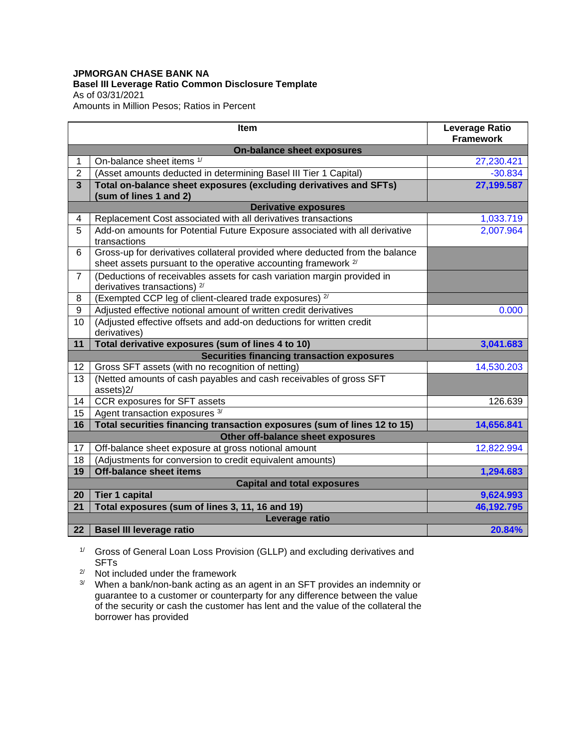**JPMORGAN CHASE BANK NA**
**Basel III Leverage Ratio Common Disclosure Template**
As of 03/31/2021
Amounts in Million Pesos; Ratios in Percent

| | Item | Leverage Ratio Framework |
|---|---|---|
| | **On-balance sheet exposures** | |
| 1 | On-balance sheet items [1/] | 27,230.421 |
| 2 | (Asset amounts deducted in determining Basel III Tier 1 Capital) | -30.834 |
| **3** | **Total on-balance sheet exposures (excluding derivatives and SFTs) (sum of lines 1 and 2)** | **27,199.587** |
| | **Derivative exposures** | |
| 4 | Replacement Cost associated with all derivatives transactions | 1,033.719 |
| 5 | Add-on amounts for Potential Future Exposure associated with all derivative transactions | 2,007.964 |
| 6 | Gross-up for derivatives collateral provided where deducted from the balance sheet assets pursuant to the operative accounting framework [2/] | |
| 7 | (Deductions of receivables assets for cash variation margin provided in derivatives transactions) [2/] | |
| 8 | (Exempted CCP leg of client-cleared trade exposures) [2/] | |
| 9 | Adjusted effective notional amount of written credit derivatives | 0.000 |
| 10 | (Adjusted effective offsets and add-on deductions for written credit derivatives) | |
| **11** | **Total derivative exposures (sum of lines 4 to 10)** | **3,041.683** |
| | **Securities financing transaction exposures** | |
| 12 | Gross SFT assets (with no recognition of netting) | 14,530.203 |
| 13 | (Netted amounts of cash payables and cash receivables of gross SFT assets)2/ | |
| 14 | CCR exposures for SFT assets | 126.639 |
| 15 | Agent transaction exposures [3/] | |
| **16** | **Total securities financing transaction exposures (sum of lines 12 to 15)** | **14,656.841** |
| | **Other off-balance sheet exposures** | |
| 17 | Off-balance sheet exposure at gross notional amount | 12,822.994 |
| 18 | (Adjustments for conversion to credit equivalent amounts) | |
| **19** | **Off-balance sheet items** | **1,294.683** |
| | **Capital and total exposures** | |
| **20** | **Tier 1 capital** | **9,624.993** |
| **21** | **Total exposures (sum of lines 3, 11, 16 and 19)** | **46,192.795** |
| | **Leverage ratio** | |
| **22** | **Basel III leverage ratio** | **20.84%** |

[1/] Gross of General Loan Loss Provision (GLLP) and excluding derivatives and SFTs

[2/] Not included under the framework

[3/] When a bank/non-bank acting as an agent in an SFT provides an indemnity or guarantee to a customer or counterparty for any difference between the value of the security or cash the customer has lent and the value of the collateral the borrower has provided